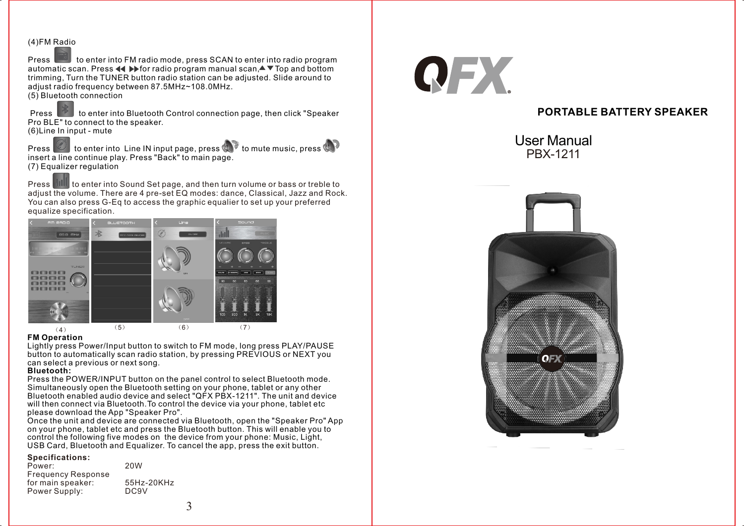(4)FM Radio

Press to enter into FM radio mode, press SCAN to enter into radio program automatic scan. Press ◀◀ ▶▶for radio program manual scan,▲▼Top and bottom trimming, Turn the TUNER button radio station can be adjusted. Slide around to adjust radio frequency between 87.5MHz~108.0MHz.

(5) Bluetooth connection

Press to enter into Bluetooth Control connection page, then click "Speaker Pro BLE" to connect to the speaker.

(6)Line In input - mute

Press to enter into Line IN input page, press to mute music, press insert a line continue play. Press "Back" to main page.

(7) Equalizer regulation

Press to enter into Sound Set page, and then turn volume or bass or treble to adjust the volume. There are 4 pre-set EQ modes: dance, Classical, Jazz and Rock. You can also press G-Eq to access the graphic equalier to set up your preferred equalize specification.

(4) (5) (6) (7)

**FM Operation**

Lightly press Power/Input button to switch to FM mode, long press PLAY/PAUSE button to automatically scan radio station, by pressing PREVIOUS or NEXT you can select a previous or next song.

**Bluetooth:**

Press the POWER/INPUT button on the panel control to select Bluetooth mode. Simultaneously open the Bluetooth setting on your phone, tablet or any other Bluetooth enabled audio device and select "QFX PBX-1211". The unit and device will then connect via Bluetooth.To control the device via your phone, tablet etc please download the App "Speaker Pro".

Once the unit and device are connected via Bluetooth, open the "Speaker Pro" App on your phone, tablet etc and press the Bluetooth button. This will enable you to control the following five modes on the device from your phone: Music, Light, USB Card, Bluetooth and Equalizer. To cancel the app, press the exit button.

**Specifications:**

| | |
|---|---|
| Power: | 20W |
| Frequency Response for main speaker: | 55Hz-20KHz |
| Power Supply: | DC9V |

QFX®

# PORTABLE BATTERY SPEAKER

## User Manual
## PBX-1211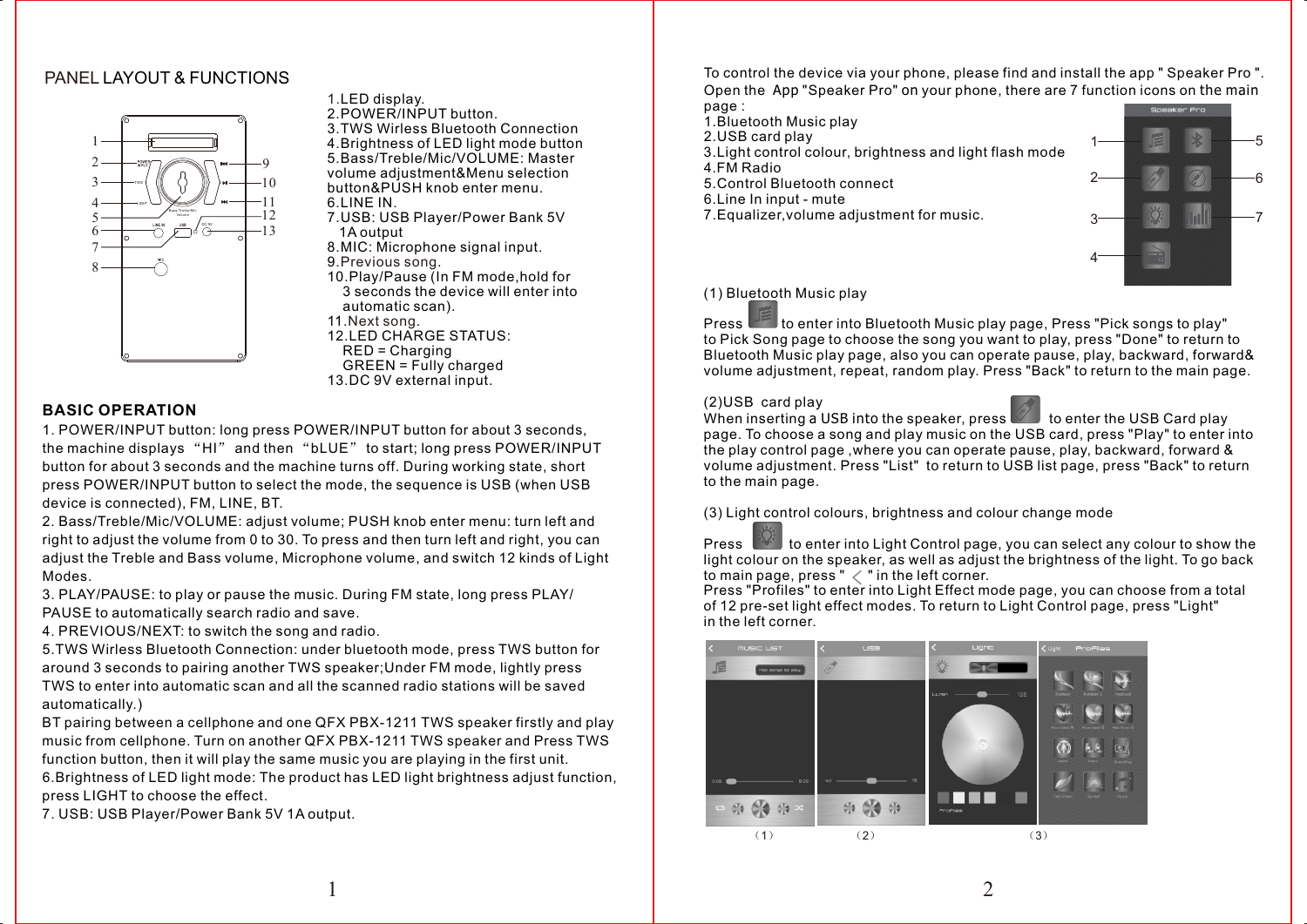## PANEL LAYOUT & FUNCTIONS

1.LED display.
2.POWER/INPUT button.
3.TWS Wirless Bluetooth Connection
4.Brightness of LED light mode button
5.Bass/Treble/Mic/VOLUME: Master volume adjustment&Menu selection button&PUSH knob enter menu.
6.LINE IN.
7.USB: USB Player/Power Bank 5V 1A output
8.MIC: Microphone signal input.
9.Previous song.
10.Play/Pause (In FM mode,hold for 3 seconds the device will enter into automatic scan).
11.Next song.
12.LED CHARGE STATUS:
RED = Charging
GREEN = Fully charged
13.DC 9V external input.

## BASIC OPERATION

1. POWER/INPUT button: long press POWER/INPUT button for about 3 seconds, the machine displays "HI" and then "bLUE" to start; long press POWER/INPUT button for about 3 seconds and the machine turns off. During working state, short press POWER/INPUT button to select the mode, the sequence is USB (when USB device is connected), FM, LINE, BT.
2. Bass/Treble/Mic/VOLUME: adjust volume; PUSH knob enter menu: turn left and right to adjust the volume from 0 to 30. To press and then turn left and right, you can adjust the Treble and Bass volume, Microphone volume, and switch 12 kinds of Light Modes.
3. PLAY/PAUSE: to play or pause the music. During FM state, long press PLAY/PAUSE to automatically search radio and save.
4. PREVIOUS/NEXT: to switch the song and radio.
5.TWS Wirless Bluetooth Connection: under bluetooth mode, press TWS button for around 3 seconds to pairing another TWS speaker;Under FM mode, lightly press TWS to enter into automatic scan and all the scanned radio stations will be saved automatically.)
BT pairing between a cellphone and one QFX PBX-1211 TWS speaker firstly and play music from cellphone. Turn on another QFX PBX-1211 TWS speaker and Press TWS function button, then it will play the same music you are playing in the first unit.
6.Brightness of LED light mode: The product has LED light brightness adjust function, press LIGHT to choose the effect.
7. USB: USB Player/Power Bank 5V 1A output.

To control the device via your phone, please find and install the app " Speaker Pro ".
Open the App "Speaker Pro" on your phone, there are 7 function icons on the main page :
1.Bluetooth Music play
2.USB card play
3.Light control colour, brightness and light flash mode
4.FM Radio
5.Control Bluetooth connect
6.Line In input - mute
7.Equalizer,volume adjustment for music.

(1) Bluetooth Music play

Press to enter into Bluetooth Music play page, Press "Pick songs to play" to Pick Song page to choose the song you want to play, press "Done" to return to Bluetooth Music play page, also you can operate pause, play, backward, forward& volume adjustment, repeat, random play. Press "Back" to return to the main page.

(2)USB card play
When inserting a USB into the speaker, press to enter into the USB Card play page. To choose a song and play music on the USB card, press "Play" to enter into the play control page ,where you can operate pause, play, backward, forward & volume adjustment. Press "List" to return to USB list page, press "Back" to return to the main page.

(3) Light control colours, brightness and colour change mode

Press to enter into Light Control page, you can select any colour to show the light colour on the speaker, as well as adjust the brightness of the light. To go back to main page, press " < " in the left corner.
Press "Profiles" to enter into Light Effect mode page, you can choose from a total of 12 pre-set light effect modes. To return to Light Control page, press "Light" in the left corner.

(1) (2) (3)